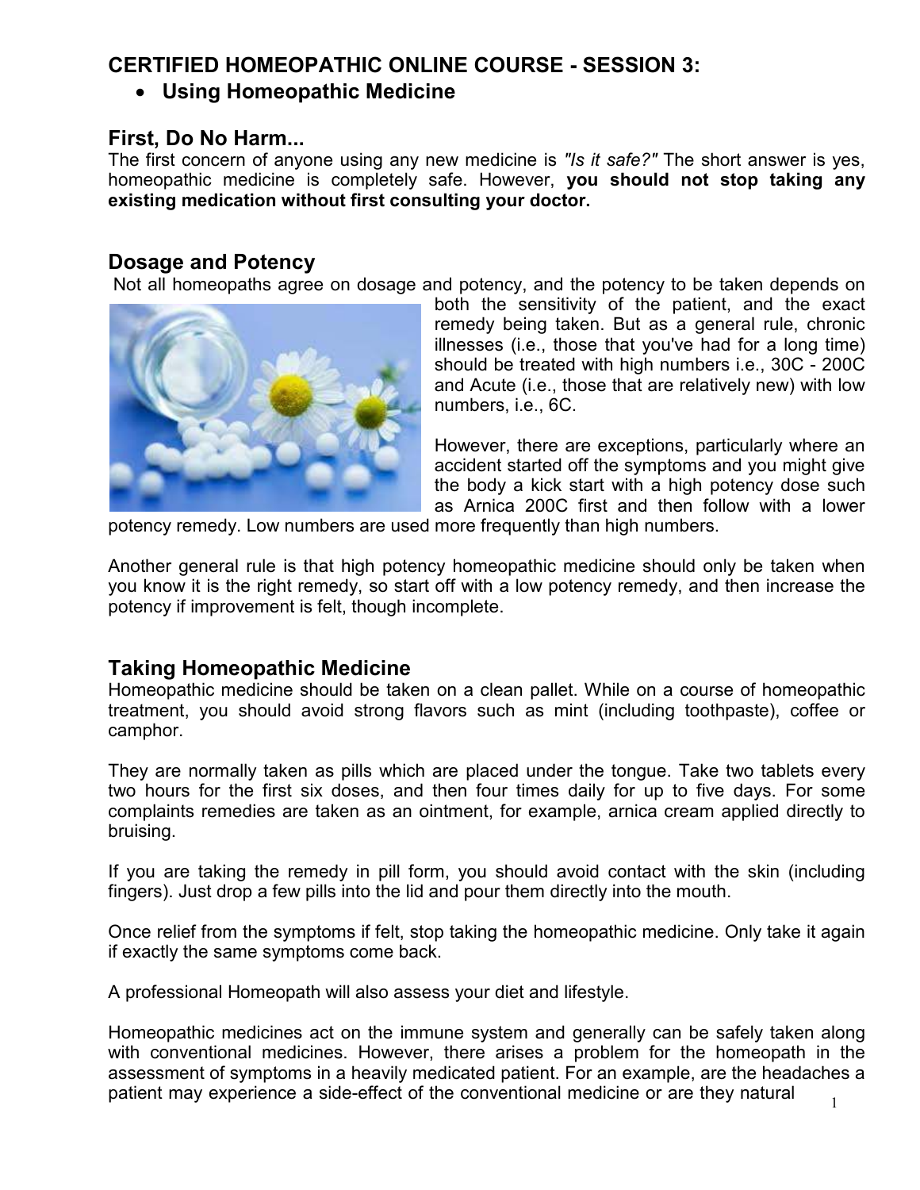## CERTIFIED HOMEOPATHIC ONLINE COURSE - SESSION 3:

- **Using Homeopathic Medicine**

### First, Do No Harm...

The first concern of anyone using any new medicine is *"Is it safe?"* The short answer is yes, homeopathic medicine is completely safe. However, **you should not stop taking any existing medication without first consulting your doctor.**

### Dosage and Potency

Not all homeopaths agree on dosage and potency, and the potency to be taken depends on both the sensitivity of the patient, and the exact remedy being taken. But as a general rule, chronic illnesses (i.e., those that you've had for a long time) should be treated with high numbers i.e., 30C - 200C and Acute (i.e., those that are relatively new) with low numbers, i.e., 6C.

However, there are exceptions, particularly where an accident started off the symptoms and you might give the body a kick start with a high potency dose such as Arnica 200C first and then follow with a lower potency remedy. Low numbers are used more frequently than high numbers.

Another general rule is that high potency homeopathic medicine should only be taken when you know it is the right remedy, so start off with a low potency remedy, and then increase the potency if improvement is felt, though incomplete.

### Taking Homeopathic Medicine

Homeopathic medicine should be taken on a clean pallet. While on a course of homeopathic treatment, you should avoid strong flavors such as mint (including toothpaste), coffee or camphor.

They are normally taken as pills which are placed under the tongue. Take two tablets every two hours for the first six doses, and then four times daily for up to five days. For some complaints remedies are taken as an ointment, for example, arnica cream applied directly to bruising.

If you are taking the remedy in pill form, you should avoid contact with the skin (including fingers). Just drop a few pills into the lid and pour them directly into the mouth.

Once relief from the symptoms if felt, stop taking the homeopathic medicine. Only take it again if exactly the same symptoms come back.

A professional Homeopath will also assess your diet and lifestyle.

Homeopathic medicines act on the immune system and generally can be safely taken along with conventional medicines. However, there arises a problem for the homeopath in the assessment of symptoms in a heavily medicated patient. For an example, are the headaches a patient may experience a side-effect of the conventional medicine or are they natural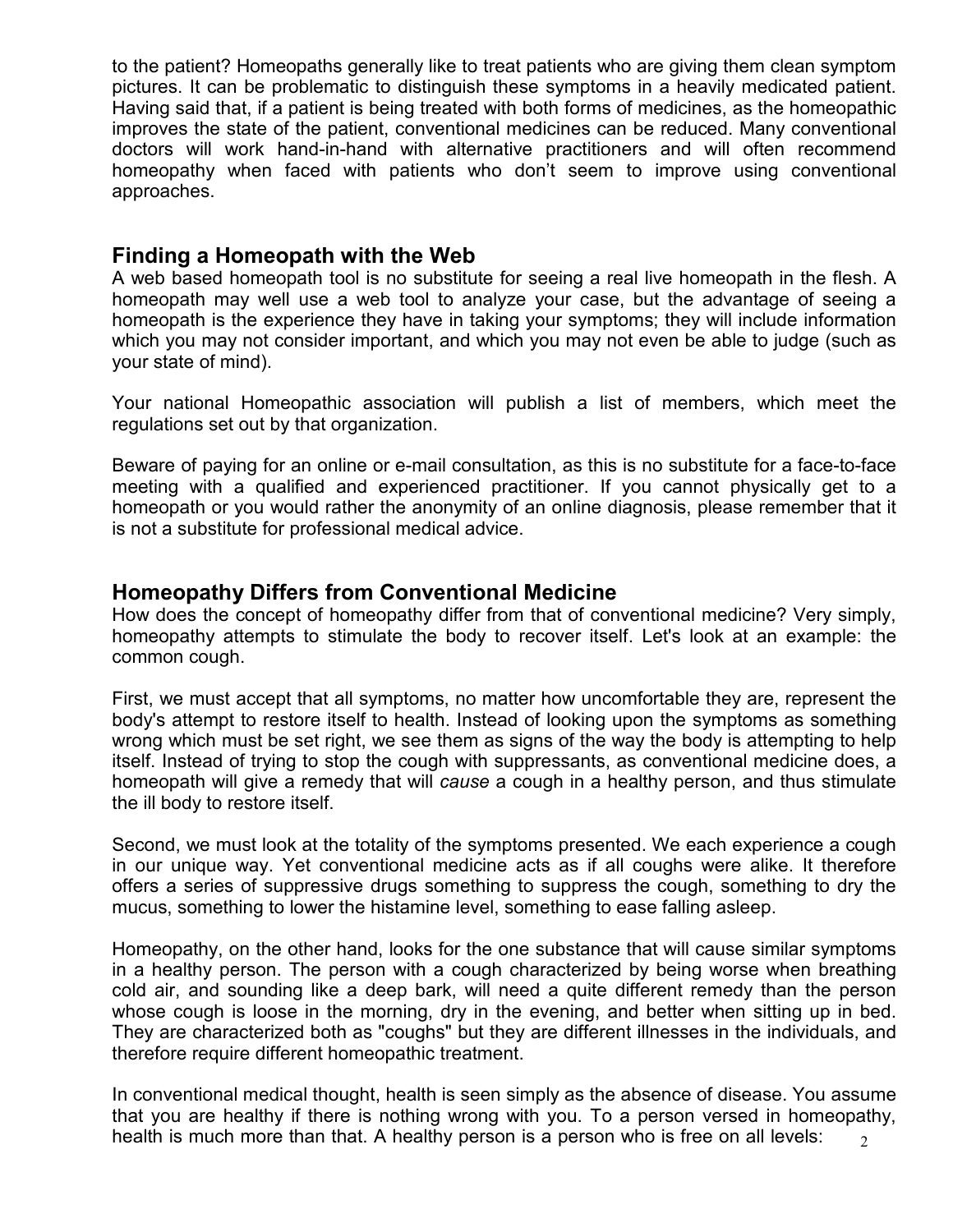to the patient? Homeopaths generally like to treat patients who are giving them clean symptom pictures. It can be problematic to distinguish these symptoms in a heavily medicated patient. Having said that, if a patient is being treated with both forms of medicines, as the homeopathic improves the state of the patient, conventional medicines can be reduced. Many conventional doctors will work hand-in-hand with alternative practitioners and will often recommend homeopathy when faced with patients who don't seem to improve using conventional approaches.

## Finding a Homeopath with the Web

A web based homeopath tool is no substitute for seeing a real live homeopath in the flesh. A homeopath may well use a web tool to analyze your case, but the advantage of seeing a homeopath is the experience they have in taking your symptoms; they will include information which you may not consider important, and which you may not even be able to judge (such as your state of mind).

Your national Homeopathic association will publish a list of members, which meet the regulations set out by that organization.

Beware of paying for an online or e-mail consultation, as this is no substitute for a face-to-face meeting with a qualified and experienced practitioner. If you cannot physically get to a homeopath or you would rather the anonymity of an online diagnosis, please remember that it is not a substitute for professional medical advice.

## Homeopathy Differs from Conventional Medicine

How does the concept of homeopathy differ from that of conventional medicine? Very simply, homeopathy attempts to stimulate the body to recover itself. Let's look at an example: the common cough.

First, we must accept that all symptoms, no matter how uncomfortable they are, represent the body's attempt to restore itself to health. Instead of looking upon the symptoms as something wrong which must be set right, we see them as signs of the way the body is attempting to help itself. Instead of trying to stop the cough with suppressants, as conventional medicine does, a homeopath will give a remedy that will *cause* a cough in a healthy person, and thus stimulate the ill body to restore itself.

Second, we must look at the totality of the symptoms presented. We each experience a cough in our unique way. Yet conventional medicine acts as if all coughs were alike. It therefore offers a series of suppressive drugs something to suppress the cough, something to dry the mucus, something to lower the histamine level, something to ease falling asleep.

Homeopathy, on the other hand, looks for the one substance that will cause similar symptoms in a healthy person. The person with a cough characterized by being worse when breathing cold air, and sounding like a deep bark, will need a quite different remedy than the person whose cough is loose in the morning, dry in the evening, and better when sitting up in bed. They are characterized both as "coughs" but they are different illnesses in the individuals, and therefore require different homeopathic treatment.

In conventional medical thought, health is seen simply as the absence of disease. You assume that you are healthy if there is nothing wrong with you. To a person versed in homeopathy, health is much more than that. A healthy person is a person who is free on all levels: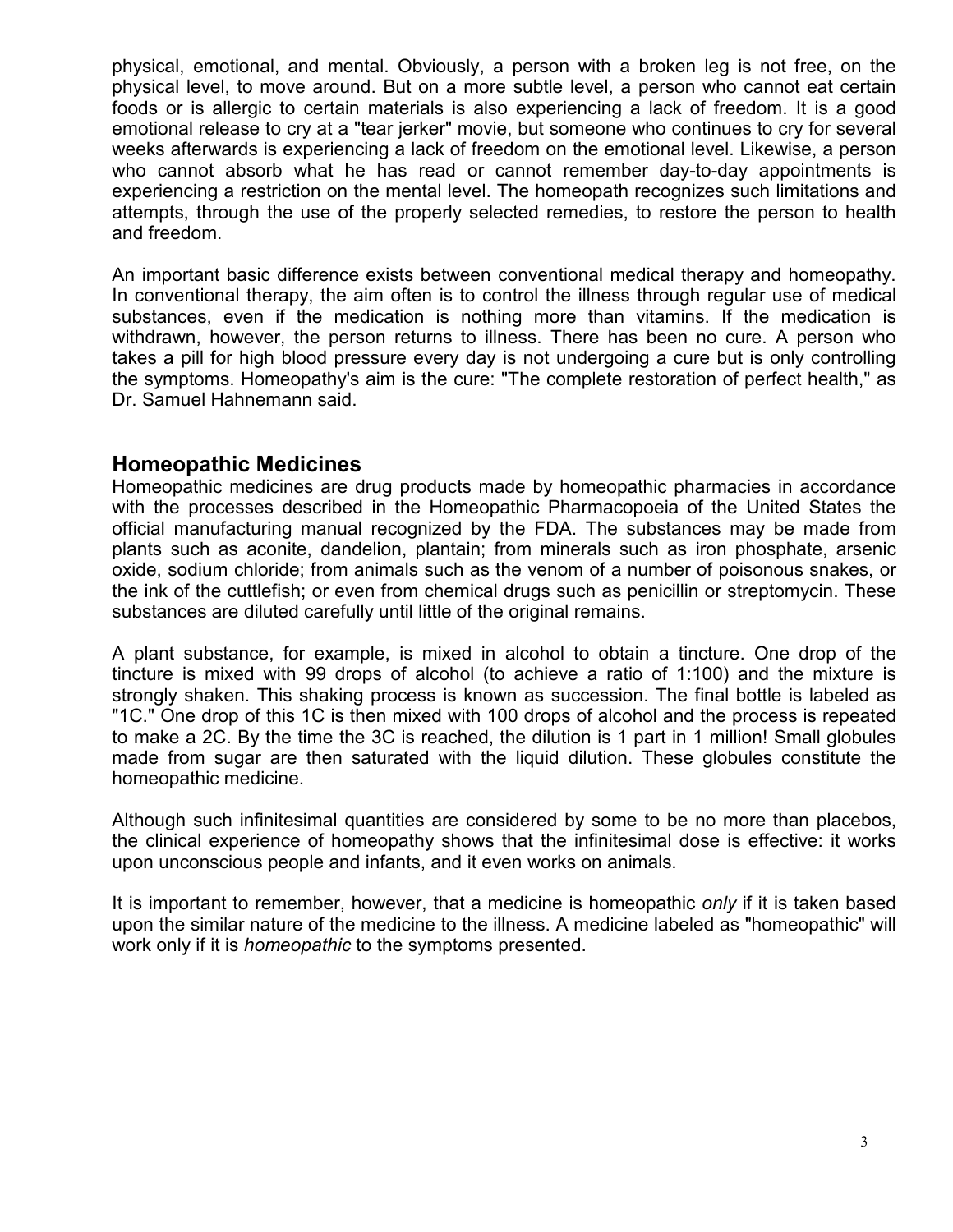physical, emotional, and mental. Obviously, a person with a broken leg is not free, on the physical level, to move around. But on a more subtle level, a person who cannot eat certain foods or is allergic to certain materials is also experiencing a lack of freedom. It is a good emotional release to cry at a "tear jerker" movie, but someone who continues to cry for several weeks afterwards is experiencing a lack of freedom on the emotional level. Likewise, a person who cannot absorb what he has read or cannot remember day-to-day appointments is experiencing a restriction on the mental level. The homeopath recognizes such limitations and attempts, through the use of the properly selected remedies, to restore the person to health and freedom.

An important basic difference exists between conventional medical therapy and homeopathy. In conventional therapy, the aim often is to control the illness through regular use of medical substances, even if the medication is nothing more than vitamins. If the medication is withdrawn, however, the person returns to illness. There has been no cure. A person who takes a pill for high blood pressure every day is not undergoing a cure but is only controlling the symptoms. Homeopathy's aim is the cure: "The complete restoration of perfect health," as Dr. Samuel Hahnemann said.

## Homeopathic Medicines

Homeopathic medicines are drug products made by homeopathic pharmacies in accordance with the processes described in the Homeopathic Pharmacopoeia of the United States the official manufacturing manual recognized by the FDA. The substances may be made from plants such as aconite, dandelion, plantain; from minerals such as iron phosphate, arsenic oxide, sodium chloride; from animals such as the venom of a number of poisonous snakes, or the ink of the cuttlefish; or even from chemical drugs such as penicillin or streptomycin. These substances are diluted carefully until little of the original remains.

A plant substance, for example, is mixed in alcohol to obtain a tincture. One drop of the tincture is mixed with 99 drops of alcohol (to achieve a ratio of 1:100) and the mixture is strongly shaken. This shaking process is known as succession. The final bottle is labeled as "1C." One drop of this 1C is then mixed with 100 drops of alcohol and the process is repeated to make a 2C. By the time the 3C is reached, the dilution is 1 part in 1 million! Small globules made from sugar are then saturated with the liquid dilution. These globules constitute the homeopathic medicine.

Although such infinitesimal quantities are considered by some to be no more than placebos, the clinical experience of homeopathy shows that the infinitesimal dose is effective: it works upon unconscious people and infants, and it even works on animals.

It is important to remember, however, that a medicine is homeopathic *only* if it is taken based upon the similar nature of the medicine to the illness. A medicine labeled as "homeopathic" will work only if it is *homeopathic* to the symptoms presented.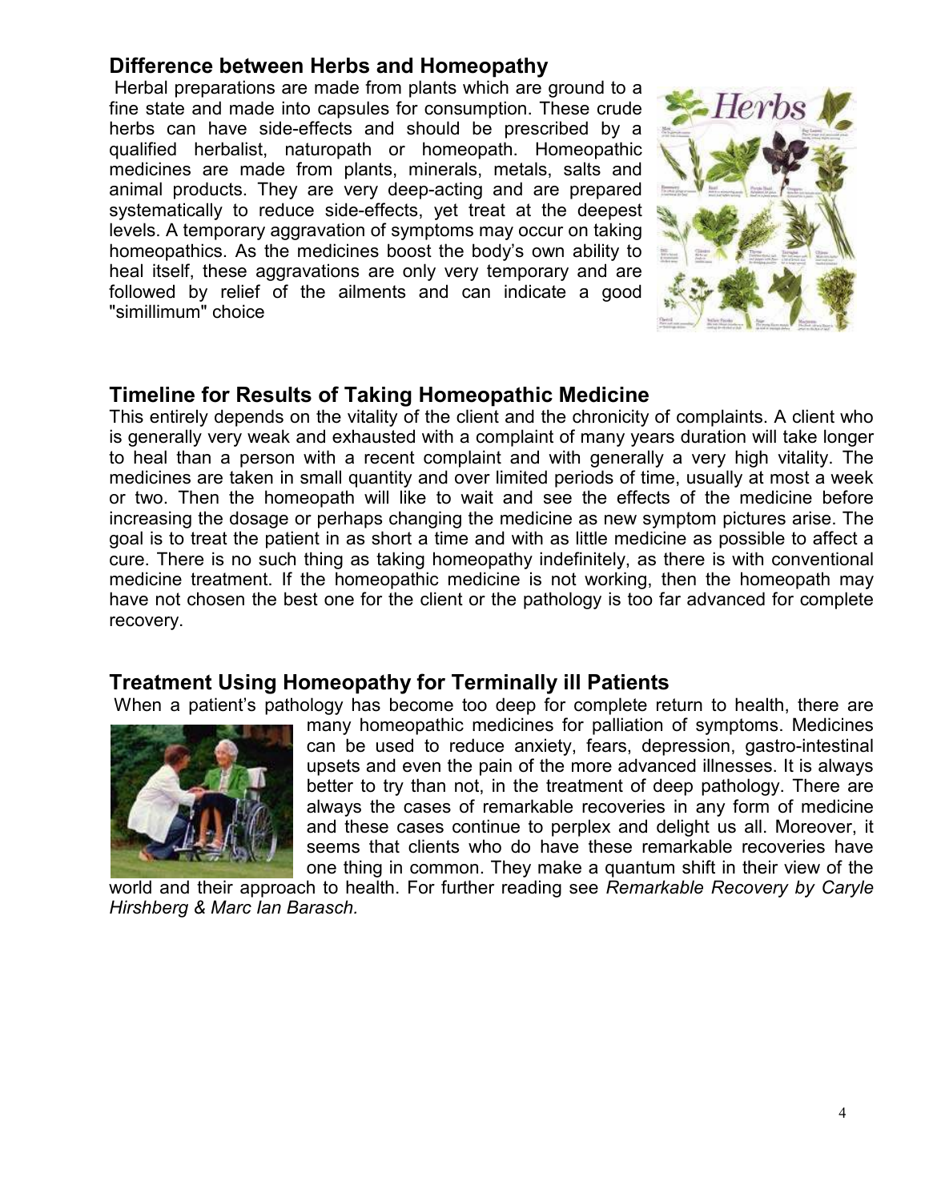## Difference between Herbs and Homeopathy

Herbal preparations are made from plants which are ground to a fine state and made into capsules for consumption. These crude herbs can have side-effects and should be prescribed by a qualified herbalist, naturopath or homeopath. Homeopathic medicines are made from plants, minerals, metals, salts and animal products. They are very deep-acting and are prepared systematically to reduce side-effects, yet treat at the deepest levels. A temporary aggravation of symptoms may occur on taking homeopathics. As the medicines boost the body's own ability to heal itself, these aggravations are only very temporary and are followed by relief of the ailments and can indicate a good "simillimum" choice

## Timeline for Results of Taking Homeopathic Medicine

This entirely depends on the vitality of the client and the chronicity of complaints. A client who is generally very weak and exhausted with a complaint of many years duration will take longer to heal than a person with a recent complaint and with generally a very high vitality. The medicines are taken in small quantity and over limited periods of time, usually at most a week or two. Then the homeopath will like to wait and see the effects of the medicine before increasing the dosage or perhaps changing the medicine as new symptom pictures arise. The goal is to treat the patient in as short a time and with as little medicine as possible to affect a cure. There is no such thing as taking homeopathy indefinitely, as there is with conventional medicine treatment. If the homeopathic medicine is not working, then the homeopath may have not chosen the best one for the client or the pathology is too far advanced for complete recovery.

## Treatment Using Homeopathy for Terminally ill Patients

When a patient's pathology has become too deep for complete return to health, there are many homeopathic medicines for palliation of symptoms. Medicines can be used to reduce anxiety, fears, depression, gastro-intestinal upsets and even the pain of the more advanced illnesses. It is always better to try than not, in the treatment of deep pathology. There are always the cases of remarkable recoveries in any form of medicine and these cases continue to perplex and delight us all. Moreover, it seems that clients who do have these remarkable recoveries have one thing in common. They make a quantum shift in their view of the world and their approach to health. For further reading see *Remarkable Recovery by Caryle Hirshberg & Marc Ian Barasch.*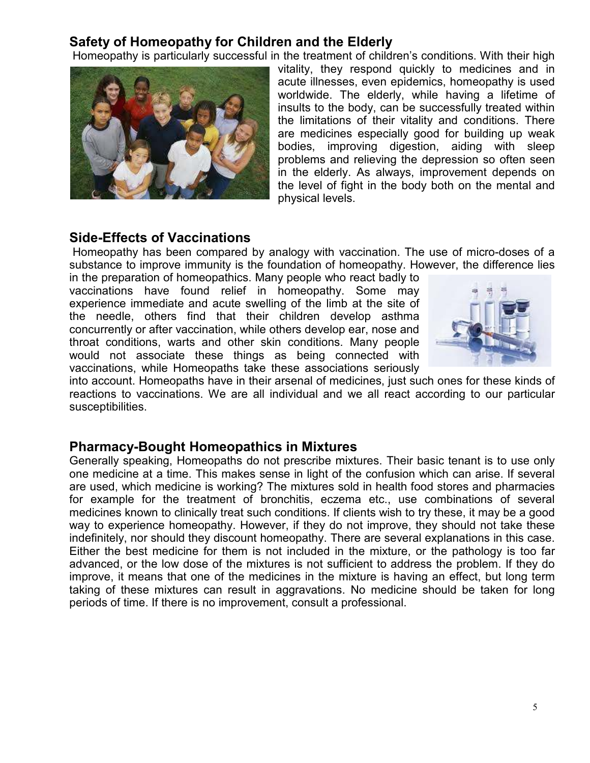## Safety of Homeopathy for Children and the Elderly

Homeopathy is particularly successful in the treatment of children's conditions. With their high vitality, they respond quickly to medicines and in acute illnesses, even epidemics, homeopathy is used worldwide. The elderly, while having a lifetime of insults to the body, can be successfully treated within the limitations of their vitality and conditions. There are medicines especially good for building up weak bodies, improving digestion, aiding with sleep problems and relieving the depression so often seen in the elderly. As always, improvement depends on the level of fight in the body both on the mental and physical levels.

## Side-Effects of Vaccinations

Homeopathy has been compared by analogy with vaccination. The use of micro-doses of a substance to improve immunity is the foundation of homeopathy. However, the difference lies in the preparation of homeopathics. Many people who react badly to vaccinations have found relief in homeopathy. Some may experience immediate and acute swelling of the limb at the site of the needle, others find that their children develop asthma concurrently or after vaccination, while others develop ear, nose and throat conditions, warts and other skin conditions. Many people would not associate these things as being connected with vaccinations, while Homeopaths take these associations seriously into account. Homeopaths have in their arsenal of medicines, just such ones for these kinds of reactions to vaccinations. We are all individual and we all react according to our particular susceptibilities.

## Pharmacy-Bought Homeopathics in Mixtures

Generally speaking, Homeopaths do not prescribe mixtures. Their basic tenant is to use only one medicine at a time. This makes sense in light of the confusion which can arise. If several are used, which medicine is working? The mixtures sold in health food stores and pharmacies for example for the treatment of bronchitis, eczema etc., use combinations of several medicines known to clinically treat such conditions. If clients wish to try these, it may be a good way to experience homeopathy. However, if they do not improve, they should not take these indefinitely, nor should they discount homeopathy. There are several explanations in this case. Either the best medicine for them is not included in the mixture, or the pathology is too far advanced, or the low dose of the mixtures is not sufficient to address the problem. If they do improve, it means that one of the medicines in the mixture is having an effect, but long term taking of these mixtures can result in aggravations. No medicine should be taken for long periods of time. If there is no improvement, consult a professional.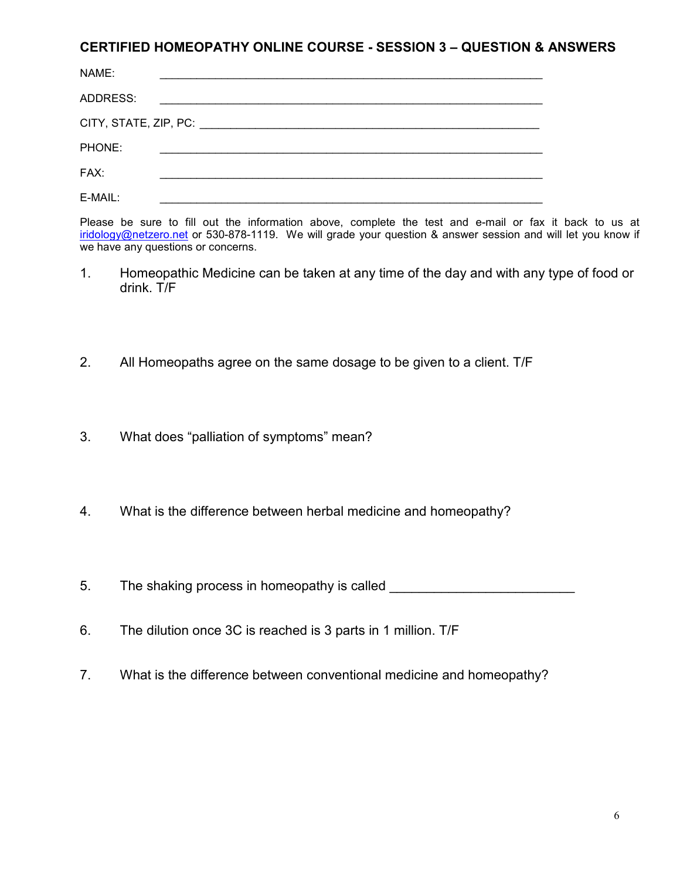## CERTIFIED HOMEOPATHY ONLINE COURSE - SESSION 3 – QUESTION & ANSWERS

NAME: ________________________________________________________________

ADDRESS: ________________________________________________________________

CITY, STATE, ZIP, PC: ________________________________________________________

PHONE: ________________________________________________________________

FAX: ________________________________________________________________

E-MAIL: ________________________________________________________________

Please be sure to fill out the information above, complete the test and e-mail or fax it back to us at iridology@netzero.net or 530-878-1119. We will grade your question & answer session and will let you know if we have any questions or concerns.

1. Homeopathic Medicine can be taken at any time of the day and with any type of food or drink. T/F

2. All Homeopaths agree on the same dosage to be given to a client. T/F

3. What does "palliation of symptoms" mean?

4. What is the difference between herbal medicine and homeopathy?

5. The shaking process in homeopathy is called _________________________

6. The dilution once 3C is reached is 3 parts in 1 million. T/F

7. What is the difference between conventional medicine and homeopathy?